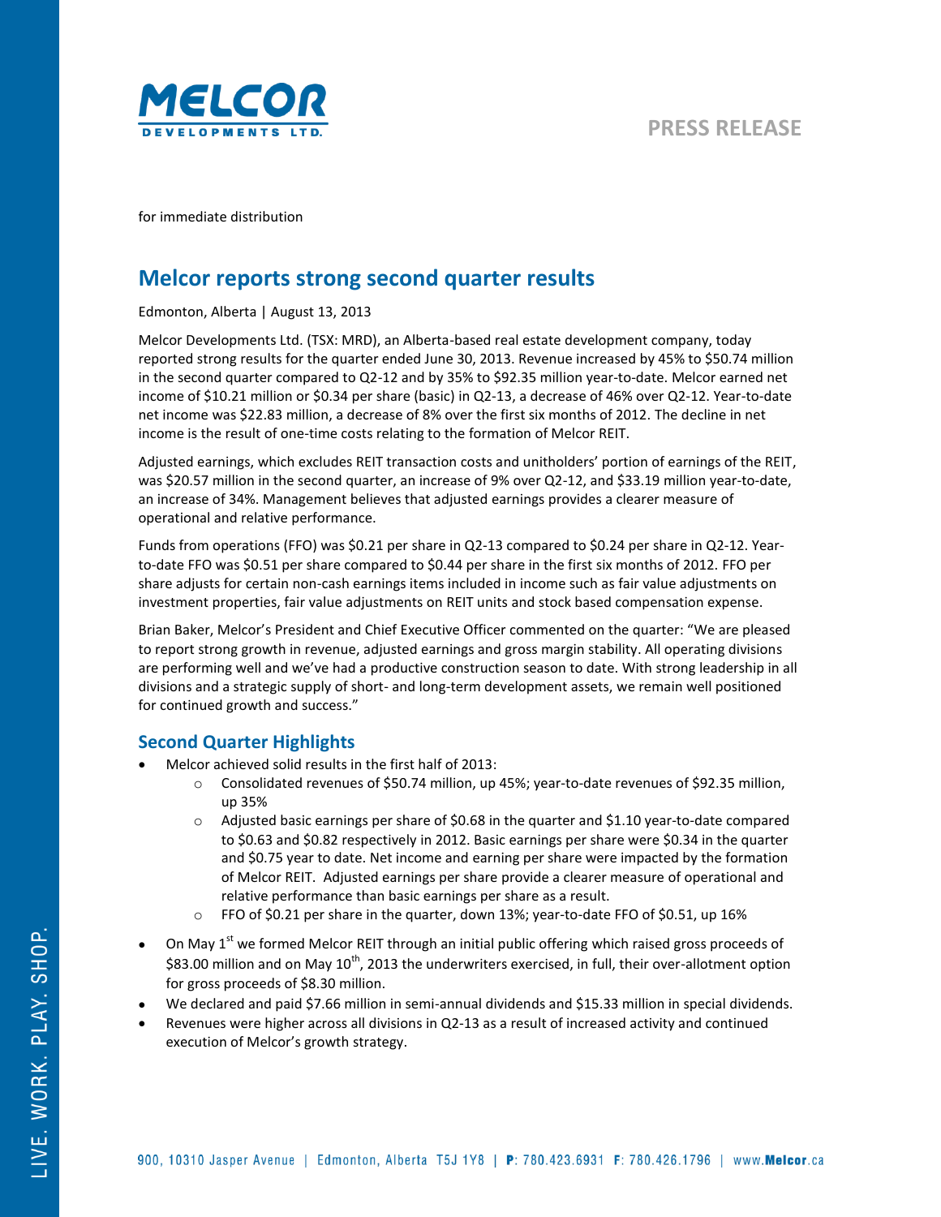PRESS RELEASE

for immediate distribution

# Melcor reports strong second quarter results

Edmonton, Alberta | August 13, 2013

Melcor Developments Ltd. (TSX: MRD), an Alberta-based real estate development company, today reported strong results for the quarter ended June 30, 2013. Revenue increased by 45% to $50.74 million in the second quarter compared to Q2-12 and by 35% to $92.35 million year-to-date. Melcor earned net income of $10.21 million or $0.34 per share (basic) in Q2-13, a decrease of 46% over Q2-12. Year-to-date net income was $22.83 million, a decrease of 8% over the first six months of 2012. The decline in net income is the result of one-time costs relating to the formation of Melcor REIT.

Adjusted earnings, which excludes REIT transaction costs and unitholders' portion of earnings of the REIT, was $20.57 million in the second quarter, an increase of 9% over Q2-12, and $33.19 million year-to-date, an increase of 34%. Management believes that adjusted earnings provides a clearer measure of operational and relative performance.

Funds from operations (FFO) was $0.21 per share in Q2-13 compared to $0.24 per share in Q2-12. Year-to-date FFO was $0.51 per share compared to $0.44 per share in the first six months of 2012. FFO per share adjusts for certain non-cash earnings items included in income such as fair value adjustments on investment properties, fair value adjustments on REIT units and stock based compensation expense.

Brian Baker, Melcor's President and Chief Executive Officer commented on the quarter: "We are pleased to report strong growth in revenue, adjusted earnings and gross margin stability. All operating divisions are performing well and we've had a productive construction season to date. With strong leadership in all divisions and a strategic supply of short- and long-term development assets, we remain well positioned for continued growth and success."

## Second Quarter Highlights

- Melcor achieved solid results in the first half of 2013:
  - Consolidated revenues of $50.74 million, up 45%; year-to-date revenues of $92.35 million, up 35%
  - Adjusted basic earnings per share of $0.68 in the quarter and $1.10 year-to-date compared to $0.63 and $0.82 respectively in 2012. Basic earnings per share were $0.34 in the quarter and $0.75 year to date. Net income and earning per share were impacted by the formation of Melcor REIT. Adjusted earnings per share provide a clearer measure of operational and relative performance than basic earnings per share as a result.
  - FFO of $0.21 per share in the quarter, down 13%; year-to-date FFO of $0.51, up 16%
- On May 1st we formed Melcor REIT through an initial public offering which raised gross proceeds of $83.00 million and on May 10th, 2013 the underwriters exercised, in full, their over-allotment option for gross proceeds of $8.30 million.
- We declared and paid $7.66 million in semi-annual dividends and $15.33 million in special dividends.
- Revenues were higher across all divisions in Q2-13 as a result of increased activity and continued execution of Melcor's growth strategy.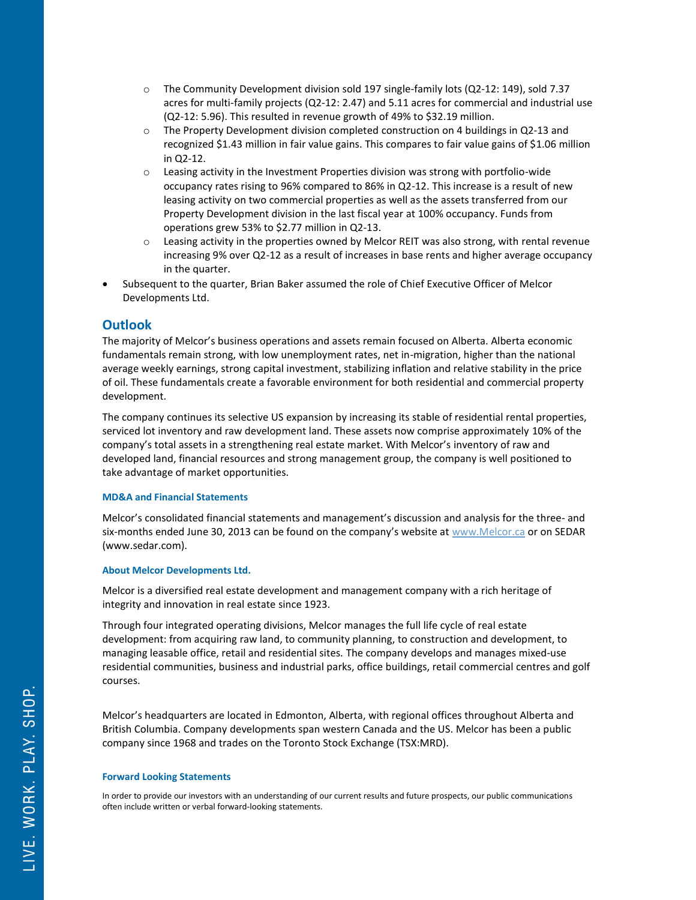- The Community Development division sold 197 single-family lots (Q2-12: 149), sold 7.37 acres for multi-family projects (Q2-12: 2.47) and 5.11 acres for commercial and industrial use (Q2-12: 5.96). This resulted in revenue growth of 49% to $32.19 million.
- The Property Development division completed construction on 4 buildings in Q2-13 and recognized $1.43 million in fair value gains. This compares to fair value gains of $1.06 million in Q2-12.
- Leasing activity in the Investment Properties division was strong with portfolio-wide occupancy rates rising to 96% compared to 86% in Q2-12. This increase is a result of new leasing activity on two commercial properties as well as the assets transferred from our Property Development division in the last fiscal year at 100% occupancy. Funds from operations grew 53% to $2.77 million in Q2-13.
- Leasing activity in the properties owned by Melcor REIT was also strong, with rental revenue increasing 9% over Q2-12 as a result of increases in base rents and higher average occupancy in the quarter.

- Subsequent to the quarter, Brian Baker assumed the role of Chief Executive Officer of Melcor Developments Ltd.

## Outlook

The majority of Melcor's business operations and assets remain focused on Alberta. Alberta economic fundamentals remain strong, with low unemployment rates, net in-migration, higher than the national average weekly earnings, strong capital investment, stabilizing inflation and relative stability in the price of oil. These fundamentals create a favorable environment for both residential and commercial property development.

The company continues its selective US expansion by increasing its stable of residential rental properties, serviced lot inventory and raw development land. These assets now comprise approximately 10% of the company's total assets in a strengthening real estate market. With Melcor's inventory of raw and developed land, financial resources and strong management group, the company is well positioned to take advantage of market opportunities.

#### MD&A and Financial Statements

Melcor's consolidated financial statements and management's discussion and analysis for the three- and six-months ended June 30, 2013 can be found on the company's website at www.Melcor.ca or on SEDAR (www.sedar.com).

#### About Melcor Developments Ltd.

Melcor is a diversified real estate development and management company with a rich heritage of integrity and innovation in real estate since 1923.

Through four integrated operating divisions, Melcor manages the full life cycle of real estate development: from acquiring raw land, to community planning, to construction and development, to managing leasable office, retail and residential sites. The company develops and manages mixed-use residential communities, business and industrial parks, office buildings, retail commercial centres and golf courses.

Melcor's headquarters are located in Edmonton, Alberta, with regional offices throughout Alberta and British Columbia. Company developments span western Canada and the US. Melcor has been a public company since 1968 and trades on the Toronto Stock Exchange (TSX:MRD).

#### Forward Looking Statements

In order to provide our investors with an understanding of our current results and future prospects, our public communications often include written or verbal forward-looking statements.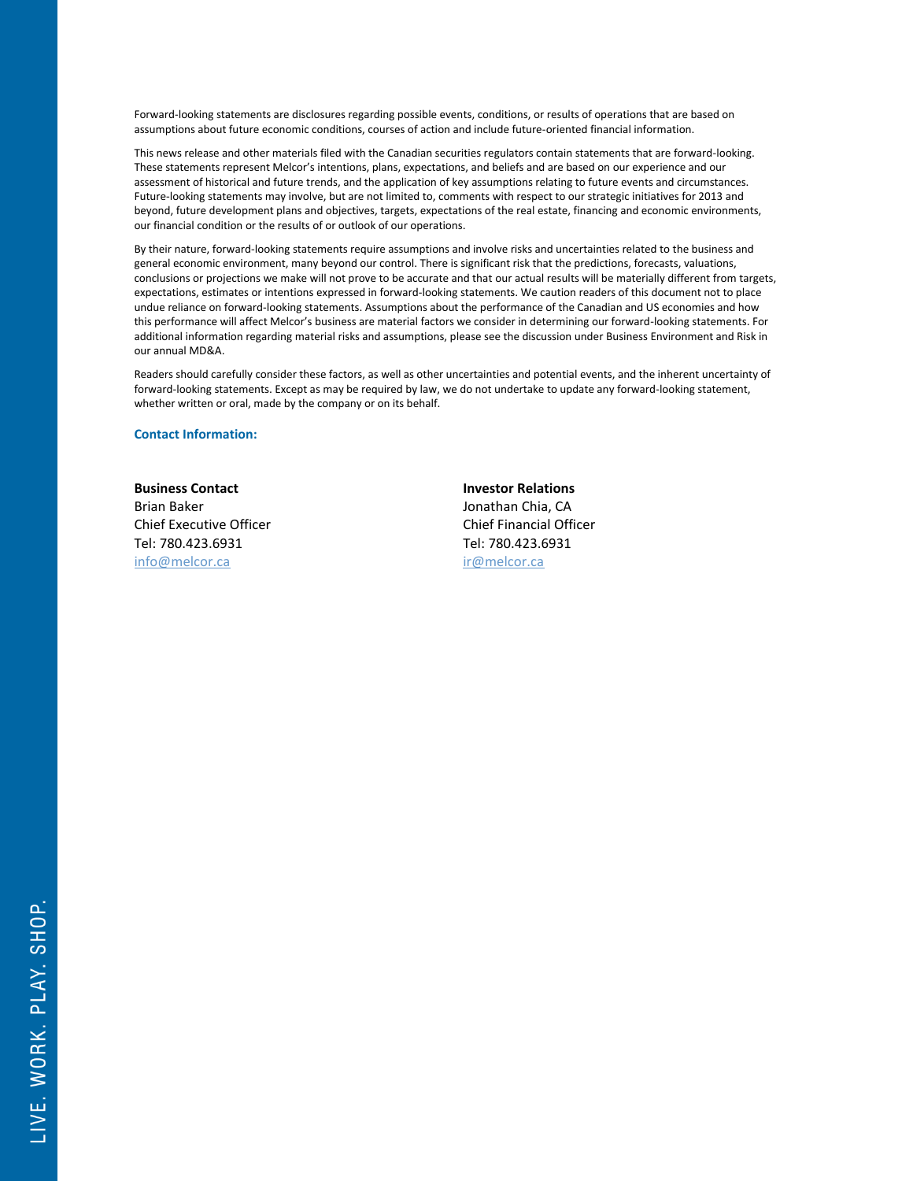Forward-looking statements are disclosures regarding possible events, conditions, or results of operations that are based on assumptions about future economic conditions, courses of action and include future-oriented financial information.

This news release and other materials filed with the Canadian securities regulators contain statements that are forward-looking. These statements represent Melcor's intentions, plans, expectations, and beliefs and are based on our experience and our assessment of historical and future trends, and the application of key assumptions relating to future events and circumstances. Future-looking statements may involve, but are not limited to, comments with respect to our strategic initiatives for 2013 and beyond, future development plans and objectives, targets, expectations of the real estate, financing and economic environments, our financial condition or the results of or outlook of our operations.

By their nature, forward-looking statements require assumptions and involve risks and uncertainties related to the business and general economic environment, many beyond our control. There is significant risk that the predictions, forecasts, valuations, conclusions or projections we make will not prove to be accurate and that our actual results will be materially different from targets, expectations, estimates or intentions expressed in forward-looking statements. We caution readers of this document not to place undue reliance on forward-looking statements. Assumptions about the performance of the Canadian and US economies and how this performance will affect Melcor's business are material factors we consider in determining our forward-looking statements. For additional information regarding material risks and assumptions, please see the discussion under Business Environment and Risk in our annual MD&A.

Readers should carefully consider these factors, as well as other uncertainties and potential events, and the inherent uncertainty of forward-looking statements. Except as may be required by law, we do not undertake to update any forward-looking statement, whether written or oral, made by the company or on its behalf.

### Contact Information:

**Business Contact**
Brian Baker
Chief Executive Officer
Tel: 780.423.6931
info@melcor.ca

**Investor Relations**
Jonathan Chia, CA
Chief Financial Officer
Tel: 780.423.6931
ir@melcor.ca

LIVE. WORK. PLAY. SHOP.